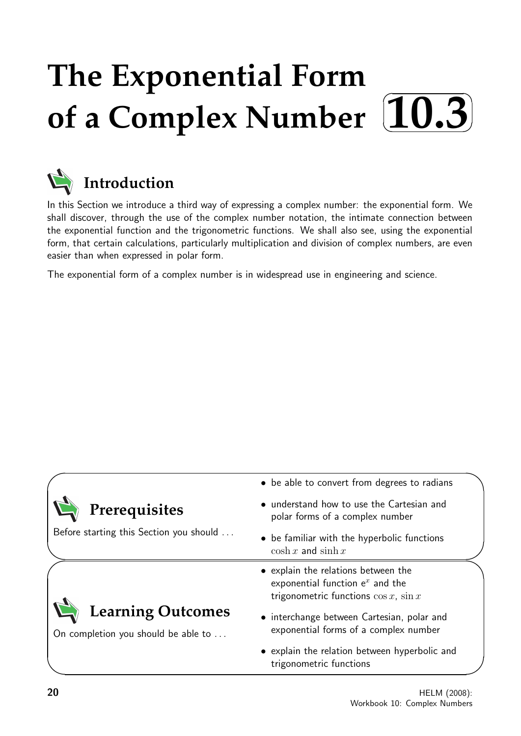# The Exponential Form of a Complex Number 10.3

## Introduction

In this Section we introduce a third way of expressing a complex number: the exponential form. We shall discover, through the use of the complex number notation, the intimate connection between the exponential function and the trigonometric functions. We shall also see, using the exponential form, that certain calculations, particularly multiplication and division of complex numbers, are even easier than when expressed in polar form.

The exponential form of a complex number is in widespread use in engineering and science.

## Prerequisites

Before starting this Section you should ...

- be able to convert from degrees to radians
- understand how to use the Cartesian and polar forms of a complex number
- be familiar with the hyperbolic functions $\cosh x$ and $\sinh x$

## Learning Outcomes

On completion you should be able to ...

- explain the relations between the exponential function $e^x$ and the trigonometric functions $\cos x$, $\sin x$
- interchange between Cartesian, polar and exponential forms of a complex number
- explain the relation between hyperbolic and trigonometric functions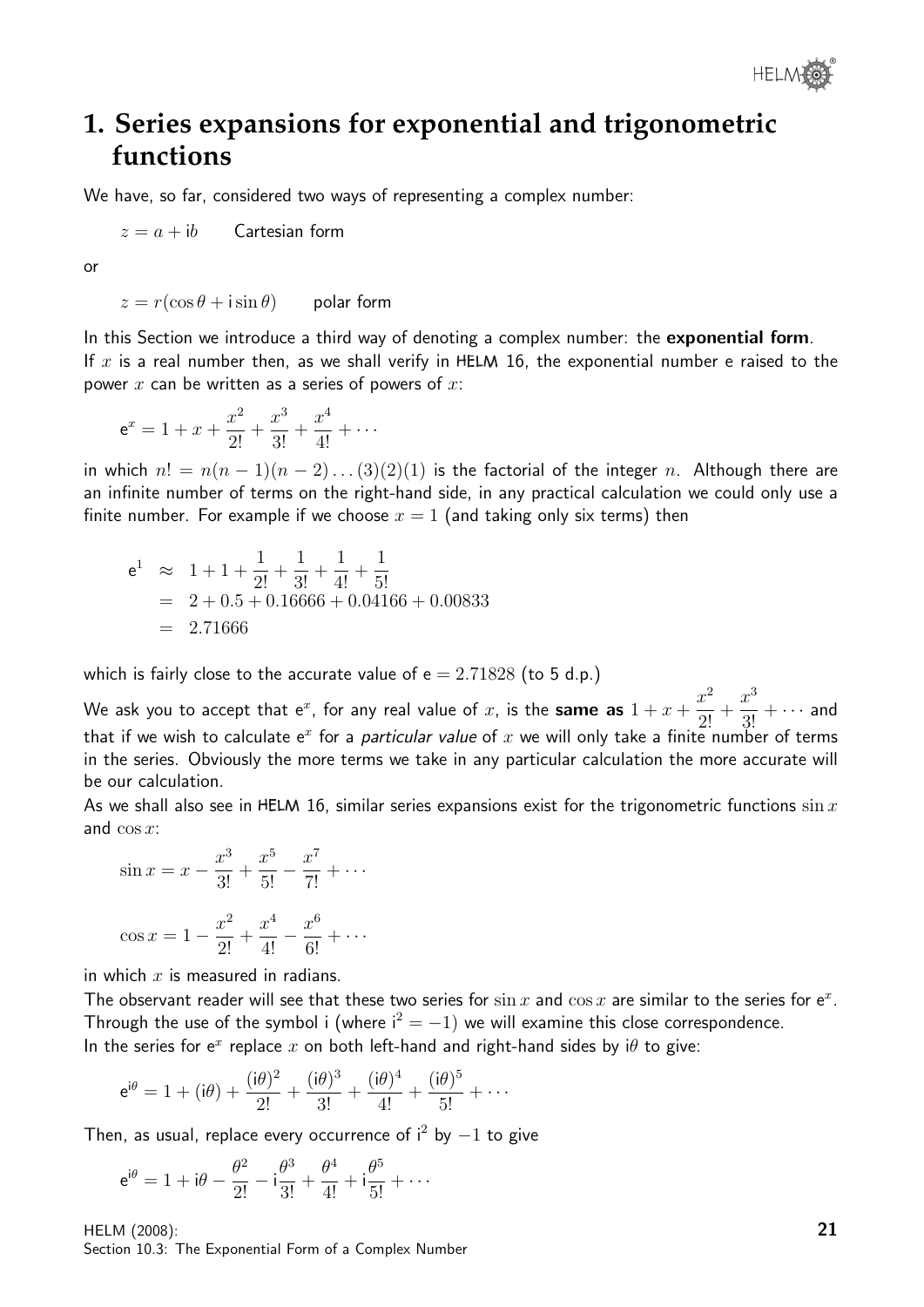# 1. Series expansions for exponential and trigonometric functions

We have, so far, considered two ways of representing a complex number:

$z = a + \mathrm{i}b$  Cartesian form

or

$z = r(\cos\theta + \mathrm{i}\sin\theta)$  polar form

In this Section we introduce a third way of denoting a complex number: the **exponential form**.
If $x$ is a real number then, as we shall verify in HELM 16, the exponential number e raised to the power $x$ can be written as a series of powers of $x$:

$$\mathrm{e}^x = 1 + x + \frac{x^2}{2!} + \frac{x^3}{3!} + \frac{x^4}{4!} + \cdots$$

in which $n! = n(n-1)(n-2)\ldots(3)(2)(1)$ is the factorial of the integer $n$. Although there are an infinite number of terms on the right-hand side, in any practical calculation we could only use a finite number. For example if we choose $x = 1$ (and taking only six terms) then

$$\begin{aligned}
\mathrm{e}^1 &\approx 1 + 1 + \frac{1}{2!} + \frac{1}{3!} + \frac{1}{4!} + \frac{1}{5!} \\
&= 2 + 0.5 + 0.16666 + 0.04166 + 0.00833 \\
&= 2.71666
\end{aligned}$$

which is fairly close to the accurate value of $\mathrm{e} = 2.71828$ (to 5 d.p.)

We ask you to accept that $\mathrm{e}^x$, for any real value of $x$, is the **same as** $1 + x + \dfrac{x^2}{2!} + \dfrac{x^3}{3!} + \cdots$ and that if we wish to calculate $\mathrm{e}^x$ for a *particular value* of $x$ we will only take a finite number of terms in the series. Obviously the more terms we take in any particular calculation the more accurate will be our calculation.

As we shall also see in HELM 16, similar series expansions exist for the trigonometric functions $\sin x$ and $\cos x$:

$$\sin x = x - \frac{x^3}{3!} + \frac{x^5}{5!} - \frac{x^7}{7!} + \cdots$$

$$\cos x = 1 - \frac{x^2}{2!} + \frac{x^4}{4!} - \frac{x^6}{6!} + \cdots$$

in which $x$ is measured in radians.

The observant reader will see that these two series for $\sin x$ and $\cos x$ are similar to the series for $\mathrm{e}^x$. Through the use of the symbol i (where $\mathrm{i}^2 = -1$) we will examine this close correspondence.

In the series for $\mathrm{e}^x$ replace $x$ on both left-hand and right-hand sides by $\mathrm{i}\theta$ to give:

$$\mathrm{e}^{\mathrm{i}\theta} = 1 + (\mathrm{i}\theta) + \frac{(\mathrm{i}\theta)^2}{2!} + \frac{(\mathrm{i}\theta)^3}{3!} + \frac{(\mathrm{i}\theta)^4}{4!} + \frac{(\mathrm{i}\theta)^5}{5!} + \cdots$$

Then, as usual, replace every occurrence of $\mathrm{i}^2$ by $-1$ to give

$$\mathrm{e}^{\mathrm{i}\theta} = 1 + \mathrm{i}\theta - \frac{\theta^2}{2!} - \mathrm{i}\frac{\theta^3}{3!} + \frac{\theta^4}{4!} + \mathrm{i}\frac{\theta^5}{5!} + \cdots$$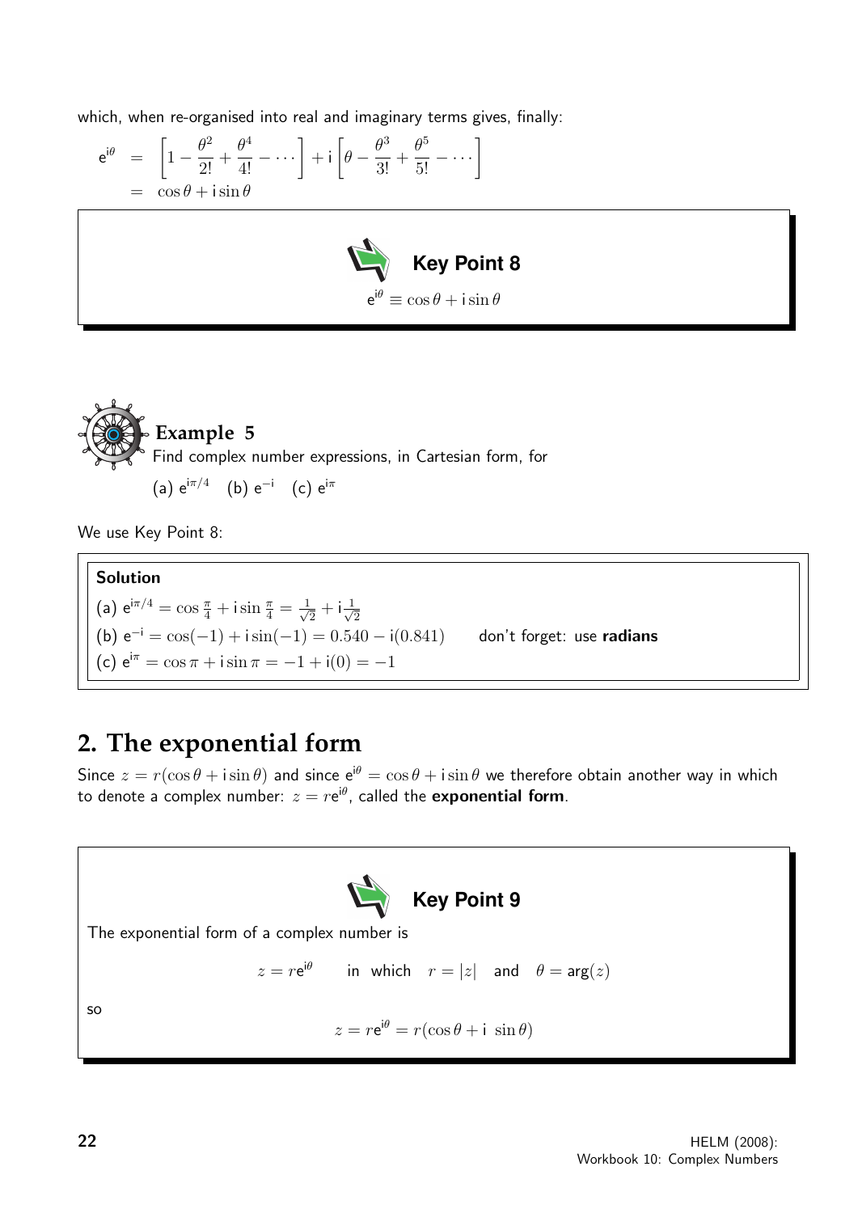which, when re-organised into real and imaginary terms gives, finally:

$$\begin{aligned} e^{i\theta} &= \left[1 - \frac{\theta^2}{2!} + \frac{\theta^4}{4!} - \cdots\right] + i\left[\theta - \frac{\theta^3}{3!} + \frac{\theta^5}{5!} - \cdots\right] \\ &= \cos\theta + i\sin\theta \end{aligned}$$

**Key Point 8**

$$e^{i\theta} \equiv \cos\theta + i\sin\theta$$

**Example 5**

Find complex number expressions, in Cartesian form, for

(a) $e^{i\pi/4}$ (b) $e^{-i}$ (c) $e^{i\pi}$

We use Key Point 8:

**Solution**

(a) $e^{i\pi/4} = \cos\frac{\pi}{4} + i\sin\frac{\pi}{4} = \frac{1}{\sqrt{2}} + i\frac{1}{\sqrt{2}}$

(b) $e^{-i} = \cos(-1) + i\sin(-1) = 0.540 - i(0.841)$ don't forget: use **radians**

(c) $e^{i\pi} = \cos\pi + i\sin\pi = -1 + i(0) = -1$

## 2. The exponential form

Since $z = r(\cos\theta + i\sin\theta)$ and since $e^{i\theta} = \cos\theta + i\sin\theta$ we therefore obtain another way in which to denote a complex number: $z = re^{i\theta}$, called the **exponential form**.

**Key Point 9**

The exponential form of a complex number is

$$z = re^{i\theta} \quad \text{in which} \quad r = |z| \quad \text{and} \quad \theta = \arg(z)$$

so

$$z = re^{i\theta} = r(\cos\theta + i\sin\theta)$$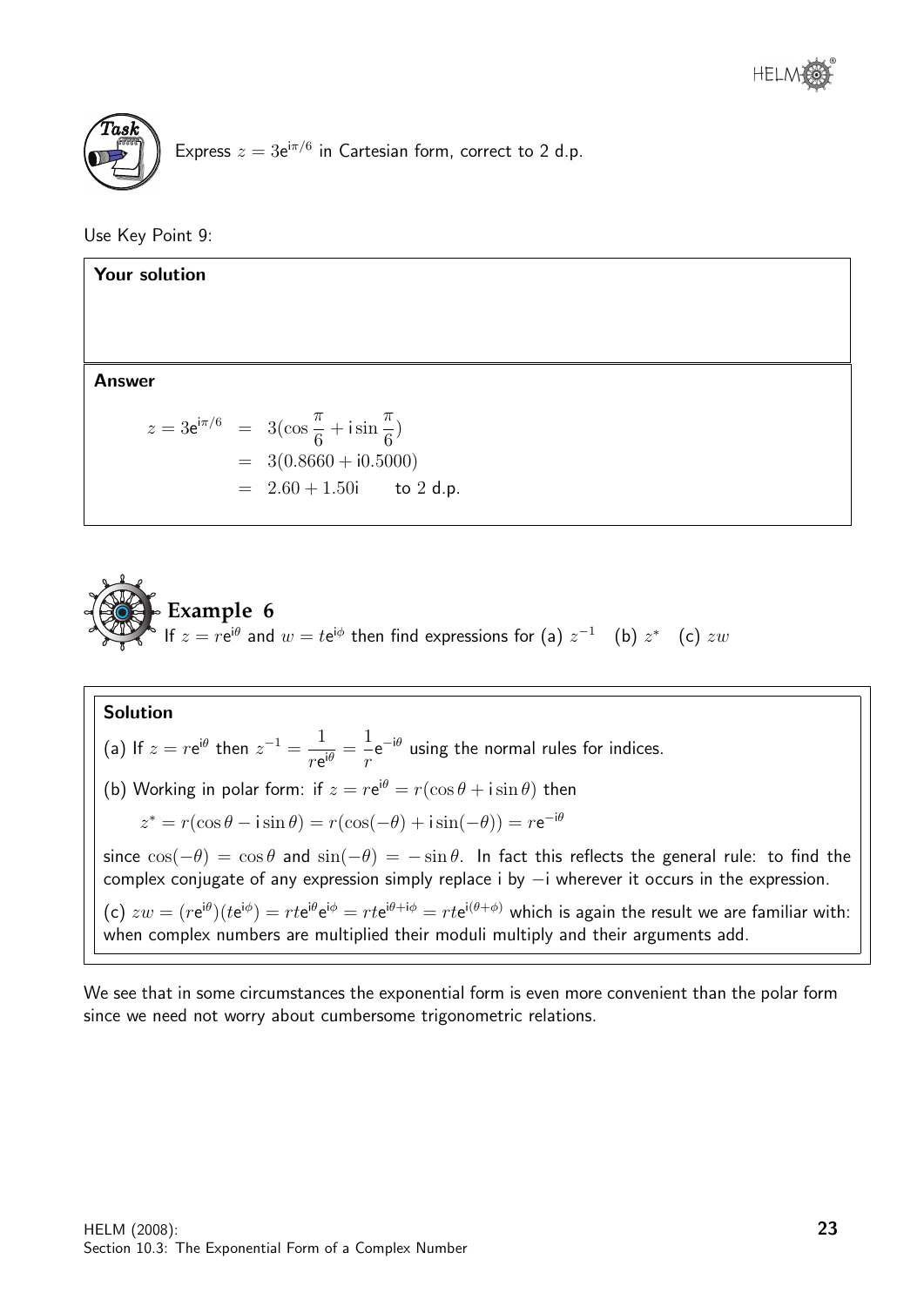**Task**

Express $z = 3e^{i\pi/6}$ in Cartesian form, correct to 2 d.p.

Use Key Point 9:

**Your solution**

**Answer**

$$
\begin{aligned}
z = 3e^{i\pi/6} &= 3(\cos\frac{\pi}{6} + i\sin\frac{\pi}{6}) \\
&= 3(0.8660 + i0.5000) \\
&= 2.60 + 1.50i \qquad \text{to 2 d.p.}
\end{aligned}
$$

## Example 6

If $z = re^{i\theta}$ and $w = te^{i\phi}$ then find expressions for (a) $z^{-1}$ (b) $z^*$ (c) $zw$

**Solution**

(a) If $z = re^{i\theta}$ then $z^{-1} = \dfrac{1}{re^{i\theta}} = \dfrac{1}{r}e^{-i\theta}$ using the normal rules for indices.

(b) Working in polar form: if $z = re^{i\theta} = r(\cos\theta + i\sin\theta)$ then

$$z^* = r(\cos\theta - i\sin\theta) = r(\cos(-\theta) + i\sin(-\theta)) = re^{-i\theta}$$

since $\cos(-\theta) = \cos\theta$ and $\sin(-\theta) = -\sin\theta$. In fact this reflects the general rule: to find the complex conjugate of any expression simply replace i by $-i$ wherever it occurs in the expression.

(c) $zw = (re^{i\theta})(te^{i\phi}) = rte^{i\theta}e^{i\phi} = rte^{i\theta + i\phi} = rte^{i(\theta+\phi)}$ which is again the result we are familiar with: when complex numbers are multiplied their moduli multiply and their arguments add.

We see that in some circumstances the exponential form is even more convenient than the polar form since we need not worry about cumbersome trigonometric relations.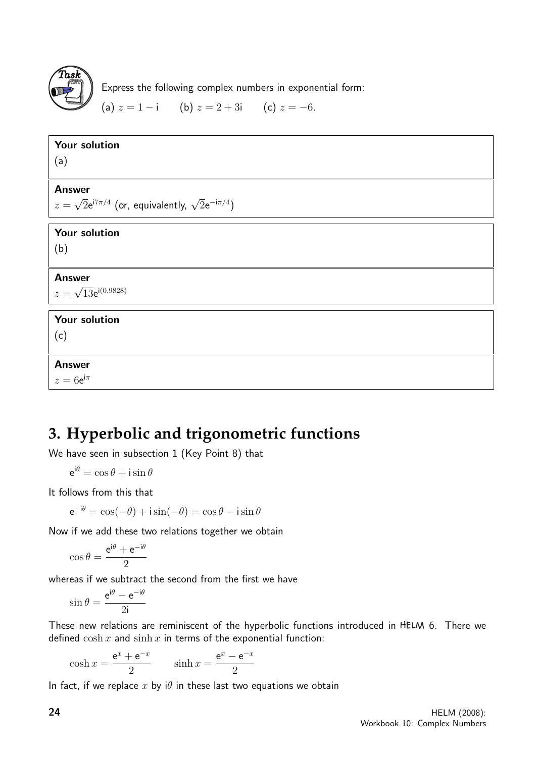**Task**

Express the following complex numbers in exponential form:

(a) $z = 1 - \mathrm{i}$ (b) $z = 2 + 3\mathrm{i}$ (c) $z = -6$.

**Your solution**

(a)

**Answer**

$z = \sqrt{2}\mathrm{e}^{\mathrm{i}7\pi/4}$ (or, equivalently, $\sqrt{2}\mathrm{e}^{-\mathrm{i}\pi/4}$)

**Your solution**

(b)

**Answer**

$z = \sqrt{13}\mathrm{e}^{\mathrm{i}(0.9828)}$

**Your solution**

(c)

**Answer**

$z = 6\mathrm{e}^{\mathrm{i}\pi}$

## 3. Hyperbolic and trigonometric functions

We have seen in subsection 1 (Key Point 8) that

$$\mathrm{e}^{\mathrm{i}\theta} = \cos\theta + \mathrm{i}\sin\theta$$

It follows from this that

$$\mathrm{e}^{-\mathrm{i}\theta} = \cos(-\theta) + \mathrm{i}\sin(-\theta) = \cos\theta - \mathrm{i}\sin\theta$$

Now if we add these two relations together we obtain

$$\cos\theta = \frac{\mathrm{e}^{\mathrm{i}\theta} + \mathrm{e}^{-\mathrm{i}\theta}}{2}$$

whereas if we subtract the second from the first we have

$$\sin\theta = \frac{\mathrm{e}^{\mathrm{i}\theta} - \mathrm{e}^{-\mathrm{i}\theta}}{2\mathrm{i}}$$

These new relations are reminiscent of the hyperbolic functions introduced in HELM 6. There we defined $\cosh x$ and $\sinh x$ in terms of the exponential function:

$$\cosh x = \frac{\mathrm{e}^{x} + \mathrm{e}^{-x}}{2} \qquad \sinh x = \frac{\mathrm{e}^{x} - \mathrm{e}^{-x}}{2}$$

In fact, if we replace $x$ by $\mathrm{i}\theta$ in these last two equations we obtain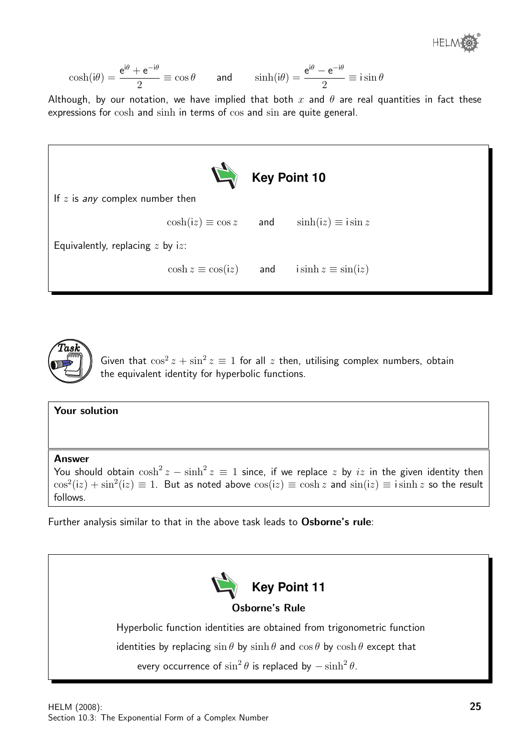$$\cosh(\mathrm{i}\theta) = \frac{\mathrm{e}^{\mathrm{i}\theta} + \mathrm{e}^{-\mathrm{i}\theta}}{2} \equiv \cos\theta \qquad \text{and} \qquad \sinh(\mathrm{i}\theta) = \frac{\mathrm{e}^{\mathrm{i}\theta} - \mathrm{e}^{-\mathrm{i}\theta}}{2} \equiv \mathrm{i}\sin\theta$$

Although, by our notation, we have implied that both $x$ and $\theta$ are real quantities in fact these expressions for $\cosh$ and $\sinh$ in terms of $\cos$ and $\sin$ are quite general.

**Key Point 10**

If $z$ is *any* complex number then

$$\cosh(\mathrm{i}z) \equiv \cos z \qquad \text{and} \qquad \sinh(\mathrm{i}z) \equiv \mathrm{i}\sin z$$

Equivalently, replacing $z$ by $\mathrm{i}z$:

$$\cosh z \equiv \cos(\mathrm{i}z) \qquad \text{and} \qquad \mathrm{i}\sinh z \equiv \sin(\mathrm{i}z)$$

**Task**

Given that $\cos^2 z + \sin^2 z \equiv 1$ for all $z$ then, utilising complex numbers, obtain the equivalent identity for hyperbolic functions.

**Your solution**

**Answer**

You should obtain $\cosh^2 z - \sinh^2 z \equiv 1$ since, if we replace $z$ by $iz$ in the given identity then $\cos^2(\mathrm{i}z) + \sin^2(\mathrm{i}z) \equiv 1$. But as noted above $\cos(\mathrm{i}z) \equiv \cosh z$ and $\sin(\mathrm{i}z) \equiv \mathrm{i}\sinh z$ so the result follows.

Further analysis similar to that in the above task leads to **Osborne's rule**:

**Key Point 11**

**Osborne's Rule**

Hyperbolic function identities are obtained from trigonometric function identities by replacing $\sin\theta$ by $\sinh\theta$ and $\cos\theta$ by $\cosh\theta$ except that every occurrence of $\sin^2\theta$ is replaced by $-\sinh^2\theta$.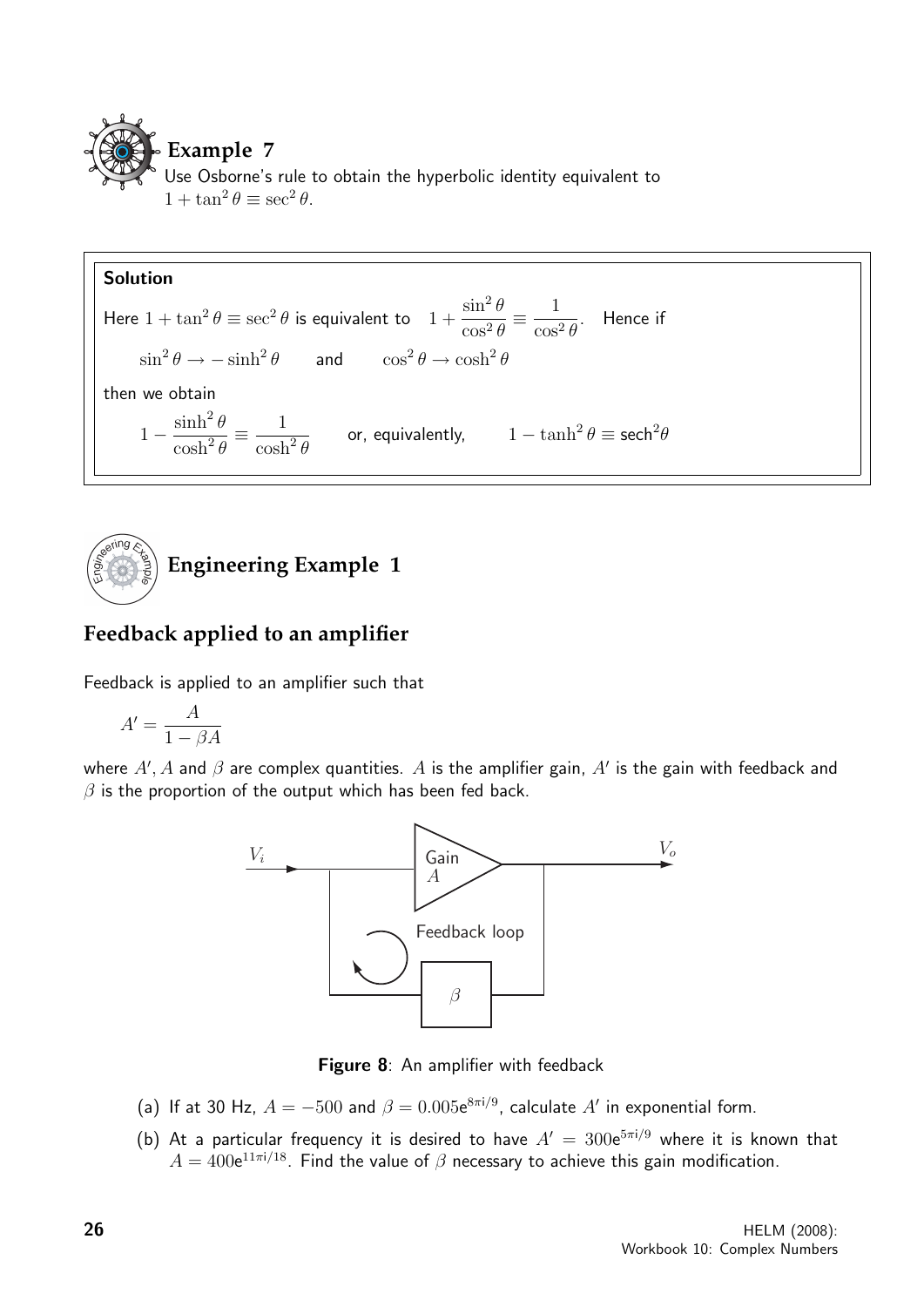## Example 7

Use Osborne's rule to obtain the hyperbolic identity equivalent to $1 + \tan^2\theta \equiv \sec^2\theta$.

**Solution**

Here $1 + \tan^2\theta \equiv \sec^2\theta$ is equivalent to $1 + \dfrac{\sin^2\theta}{\cos^2\theta} \equiv \dfrac{1}{\cos^2\theta}$. Hence if

$$\sin^2\theta \rightarrow -\sinh^2\theta \qquad \text{and} \qquad \cos^2\theta \rightarrow \cosh^2\theta$$

then we obtain

$$1 - \frac{\sinh^2\theta}{\cosh^2\theta} \equiv \frac{1}{\cosh^2\theta} \qquad \text{or, equivalently,} \qquad 1 - \tanh^2\theta \equiv \text{sech}^2\theta$$

## Engineering Example 1

### Feedback applied to an amplifier

Feedback is applied to an amplifier such that

$$A' = \frac{A}{1 - \beta A}$$

where $A'$, $A$ and $\beta$ are complex quantities. $A$ is the amplifier gain, $A'$ is the gain with feedback and $\beta$ is the proportion of the output which has been fed back.

**Figure 8**: An amplifier with feedback

(a) If at 30 Hz, $A = -500$ and $\beta = 0.005\mathrm{e}^{8\pi\mathrm{i}/9}$, calculate $A'$ in exponential form.

(b) At a particular frequency it is desired to have $A' = 300\mathrm{e}^{5\pi\mathrm{i}/9}$ where it is known that $A = 400\mathrm{e}^{11\pi\mathrm{i}/18}$. Find the value of $\beta$ necessary to achieve this gain modification.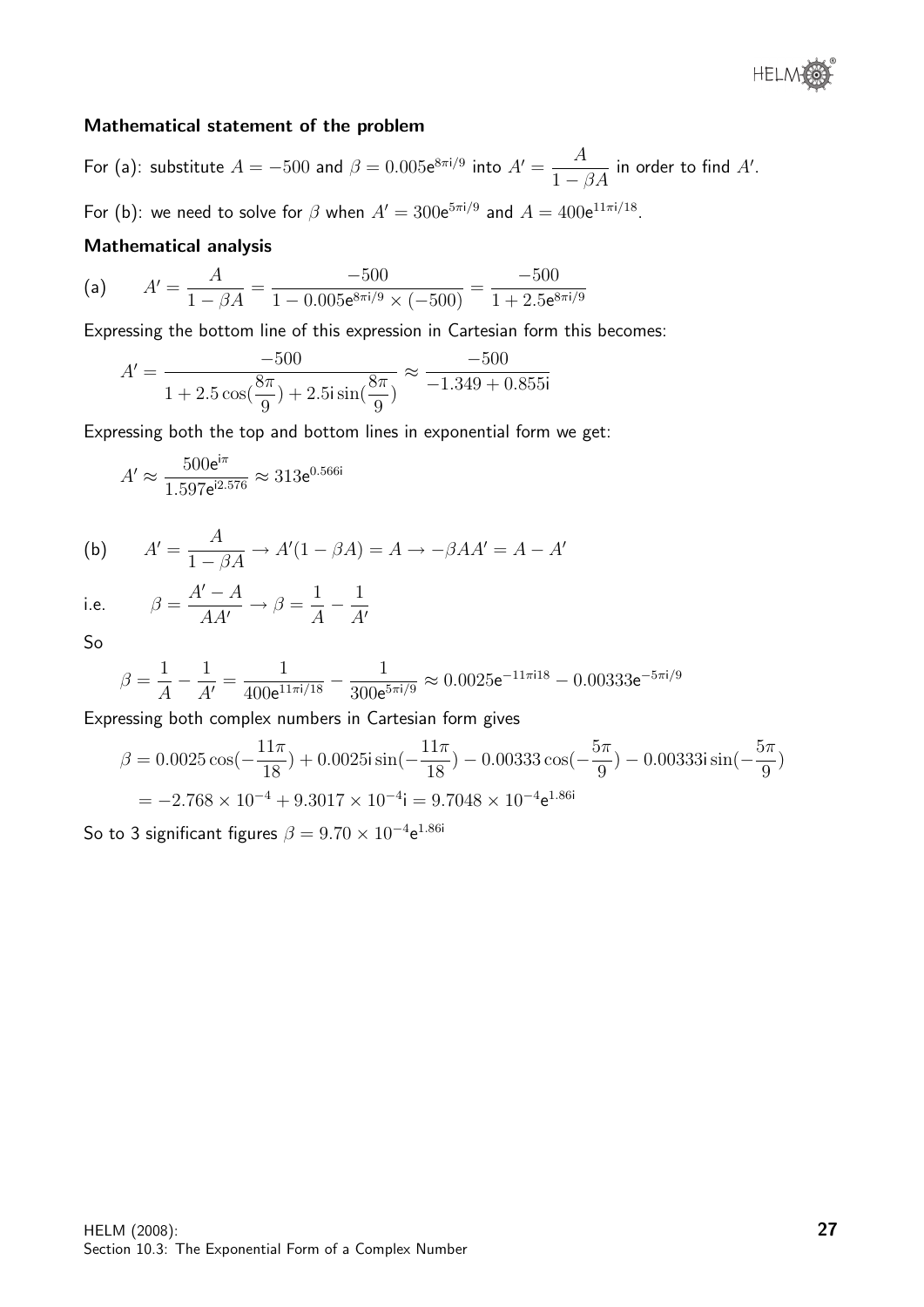### Mathematical statement of the problem

For (a): substitute $A = -500$ and $\beta = 0.005e^{8\pi i/9}$ into $A' = \dfrac{A}{1 - \beta A}$ in order to find $A'$.

For (b): we need to solve for $\beta$ when $A' = 300e^{5\pi i/9}$ and $A = 400e^{11\pi i/18}$.

### Mathematical analysis

(a) $$A' = \frac{A}{1 - \beta A} = \frac{-500}{1 - 0.005e^{8\pi i/9} \times (-500)} = \frac{-500}{1 + 2.5e^{8\pi i/9}}$$

Expressing the bottom line of this expression in Cartesian form this becomes:

$$A' = \frac{-500}{1 + 2.5\cos(\frac{8\pi}{9}) + 2.5i\sin(\frac{8\pi}{9})} \approx \frac{-500}{-1.349 + 0.855i}$$

Expressing both the top and bottom lines in exponential form we get:

$$A' \approx \frac{500e^{i\pi}}{1.597e^{i2.576}} \approx 313e^{0.566i}$$

(b) $$A' = \frac{A}{1 - \beta A} \rightarrow A'(1 - \beta A) = A \rightarrow -\beta AA' = A - A'$$

i.e. $$\beta = \frac{A' - A}{AA'} \rightarrow \beta = \frac{1}{A} - \frac{1}{A'}$$

So

$$\beta = \frac{1}{A} - \frac{1}{A'} = \frac{1}{400e^{11\pi i/18}} - \frac{1}{300e^{5\pi i/9}} \approx 0.0025e^{-11\pi i 18} - 0.00333e^{-5\pi i/9}$$

Expressing both complex numbers in Cartesian form gives

$$\begin{aligned}\beta &= 0.0025\cos(-\frac{11\pi}{18}) + 0.0025i\sin(-\frac{11\pi}{18}) - 0.00333\cos(-\frac{5\pi}{9}) - 0.00333i\sin(-\frac{5\pi}{9}) \\ &= -2.768 \times 10^{-4} + 9.3017 \times 10^{-4}i = 9.7048 \times 10^{-4}e^{1.86i}\end{aligned}$$

So to 3 significant figures $\beta = 9.70 \times 10^{-4}e^{1.86i}$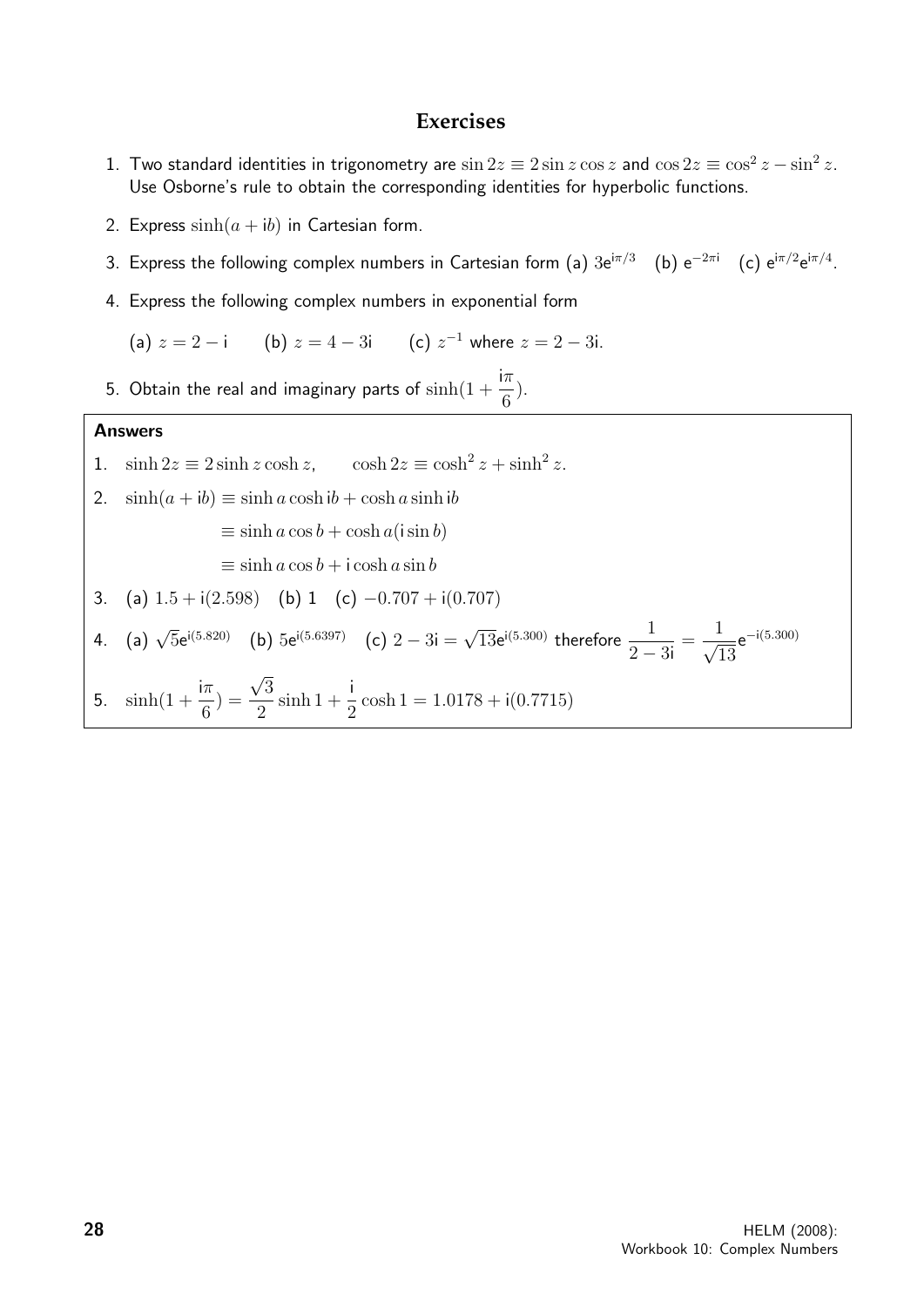## Exercises

1. Two standard identities in trigonometry are $\sin 2z \equiv 2\sin z \cos z$ and $\cos 2z \equiv \cos^2 z - \sin^2 z$. Use Osborne's rule to obtain the corresponding identities for hyperbolic functions.

2. Express $\sinh(a + \mathrm{i}b)$ in Cartesian form.

3. Express the following complex numbers in Cartesian form (a) $3\mathrm{e}^{\mathrm{i}\pi/3}$ (b) $\mathrm{e}^{-2\pi\mathrm{i}}$ (c) $\mathrm{e}^{\mathrm{i}\pi/2}\mathrm{e}^{\mathrm{i}\pi/4}$.

4. Express the following complex numbers in exponential form

   (a) $z = 2 - \mathrm{i}$ (b) $z = 4 - 3\mathrm{i}$ (c) $z^{-1}$ where $z = 2 - 3\mathrm{i}$.

5. Obtain the real and imaginary parts of $\sinh(1 + \frac{\mathrm{i}\pi}{6})$.

**Answers**

1. $\sinh 2z \equiv 2\sinh z \cosh z, \qquad \cosh 2z \equiv \cosh^2 z + \sinh^2 z.$

2. 
$$\begin{aligned}\sinh(a + \mathrm{i}b) &\equiv \sinh a \cosh \mathrm{i}b + \cosh a \sinh \mathrm{i}b \\ &\equiv \sinh a \cos b + \cosh a(\mathrm{i}\sin b) \\ &\equiv \sinh a \cos b + \mathrm{i}\cosh a \sin b\end{aligned}$$

3. (a) $1.5 + \mathrm{i}(2.598)$ (b) 1 (c) $-0.707 + \mathrm{i}(0.707)$

4. (a) $\sqrt{5}\mathrm{e}^{\mathrm{i}(5.820)}$ (b) $5\mathrm{e}^{\mathrm{i}(5.6397)}$ (c) $2 - 3\mathrm{i} = \sqrt{13}\mathrm{e}^{\mathrm{i}(5.300)}$ therefore $\dfrac{1}{2 - 3\mathrm{i}} = \dfrac{1}{\sqrt{13}}\mathrm{e}^{-\mathrm{i}(5.300)}$

5. $\sinh(1 + \dfrac{\mathrm{i}\pi}{6}) = \dfrac{\sqrt{3}}{2}\sinh 1 + \dfrac{\mathrm{i}}{2}\cosh 1 = 1.0178 + \mathrm{i}(0.7715)$